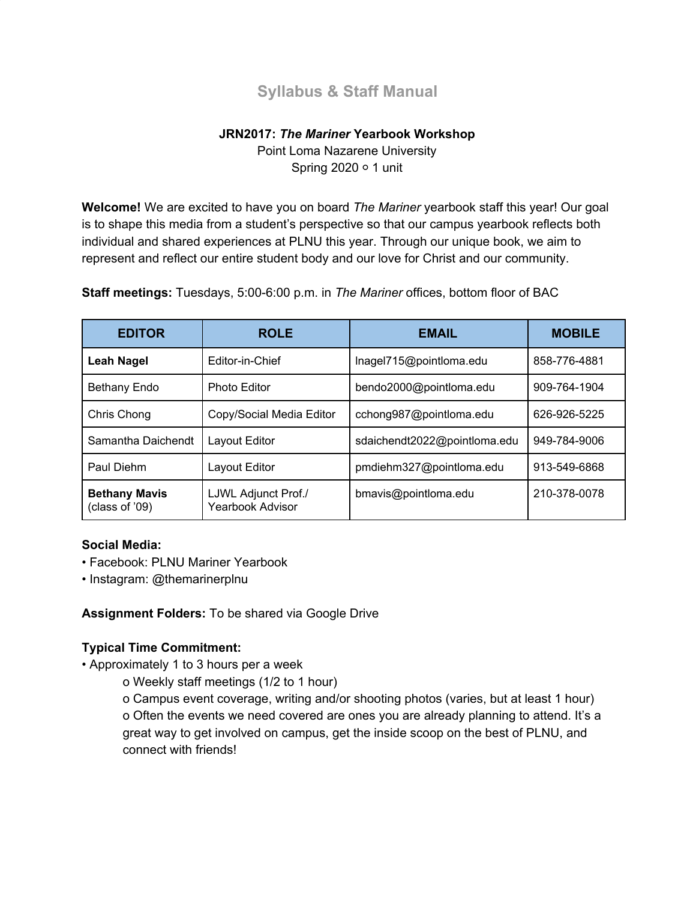# Syllabus & Staff Manual

**JRN2017: *The Mariner* Yearbook Workshop**
Point Loma Nazarene University
Spring 2020 ◦ 1 unit

**Welcome!** We are excited to have you on board *The Mariner* yearbook staff this year! Our goal is to shape this media from a student's perspective so that our campus yearbook reflects both individual and shared experiences at PLNU this year. Through our unique book, we aim to represent and reflect our entire student body and our love for Christ and our community.

**Staff meetings:** Tuesdays, 5:00-6:00 p.m. in *The Mariner* offices, bottom floor of BAC

| EDITOR | ROLE | EMAIL | MOBILE |
|---|---|---|---|
| **Leah Nagel** | Editor-in-Chief | lnagel715@pointloma.edu | 858-776-4881 |
| Bethany Endo | Photo Editor | bendo2000@pointloma.edu | 909-764-1904 |
| Chris Chong | Copy/Social Media Editor | cchong987@pointloma.edu | 626-926-5225 |
| Samantha Daichendt | Layout Editor | sdaichendt2022@pointloma.edu | 949-784-9006 |
| Paul Diehm | Layout Editor | pmdiehm327@pointloma.edu | 913-549-6868 |
| **Bethany Mavis** (class of '09) | LJWL Adjunct Prof./ Yearbook Advisor | bmavis@pointloma.edu | 210-378-0078 |

**Social Media:**
- Facebook: PLNU Mariner Yearbook
- Instagram: @themarinerplnu

**Assignment Folders:** To be shared via Google Drive

**Typical Time Commitment:**
- Approximately 1 to 3 hours per a week
    - Weekly staff meetings (1/2 to 1 hour)
    - Campus event coverage, writing and/or shooting photos (varies, but at least 1 hour)
    - Often the events we need covered are ones you are already planning to attend. It's a great way to get involved on campus, get the inside scoop on the best of PLNU, and connect with friends!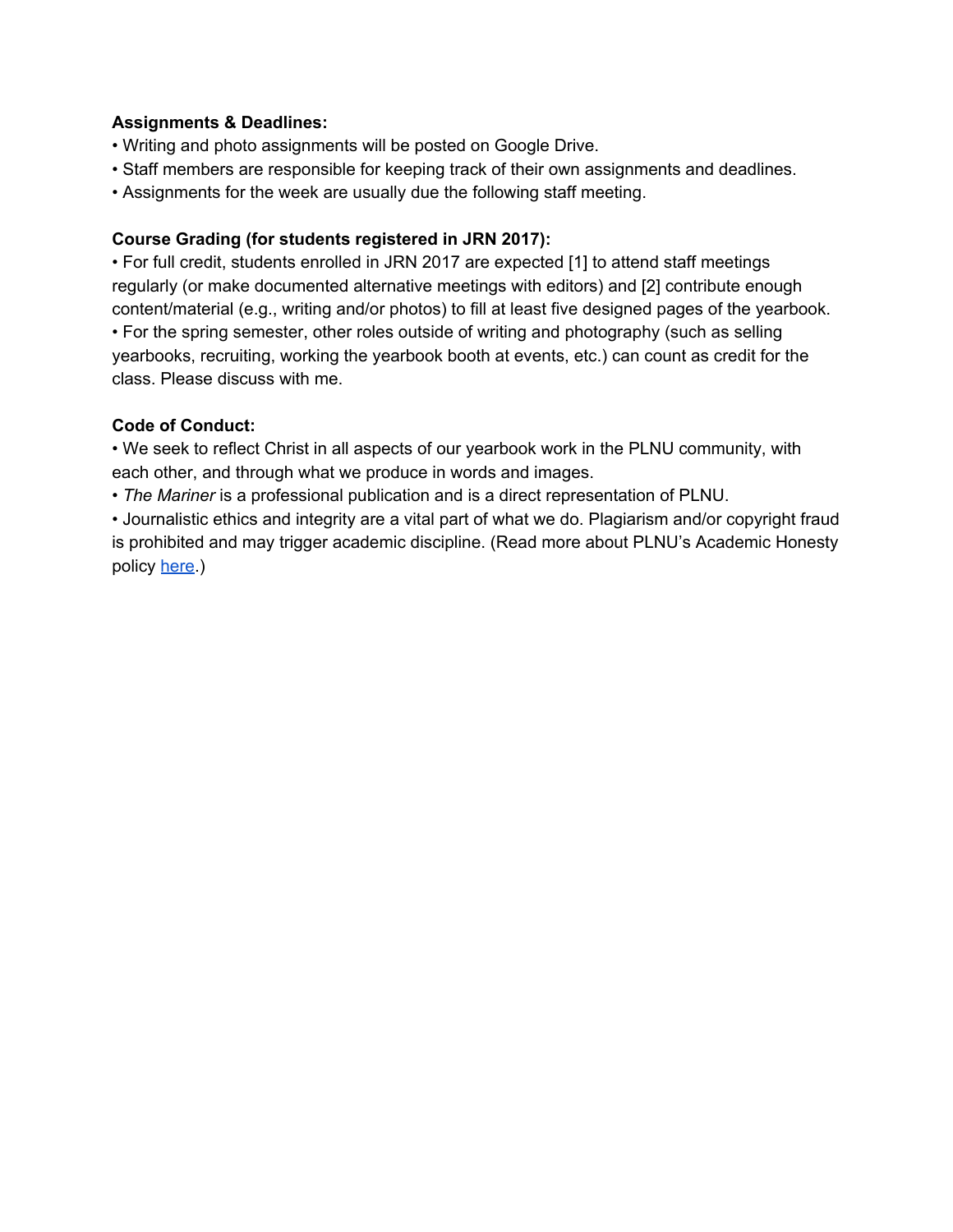**Assignments & Deadlines:**

• Writing and photo assignments will be posted on Google Drive.
• Staff members are responsible for keeping track of their own assignments and deadlines.
• Assignments for the week are usually due the following staff meeting.

**Course Grading (for students registered in JRN 2017):**

• For full credit, students enrolled in JRN 2017 are expected [1] to attend staff meetings regularly (or make documented alternative meetings with editors) and [2] contribute enough content/material (e.g., writing and/or photos) to fill at least five designed pages of the yearbook.
• For the spring semester, other roles outside of writing and photography (such as selling yearbooks, recruiting, working the yearbook booth at events, etc.) can count as credit for the class. Please discuss with me.

**Code of Conduct:**

• We seek to reflect Christ in all aspects of our yearbook work in the PLNU community, with each other, and through what we produce in words and images.
• *The Mariner* is a professional publication and is a direct representation of PLNU.
• Journalistic ethics and integrity are a vital part of what we do. Plagiarism and/or copyright fraud is prohibited and may trigger academic discipline. (Read more about PLNU's Academic Honesty policy here.)